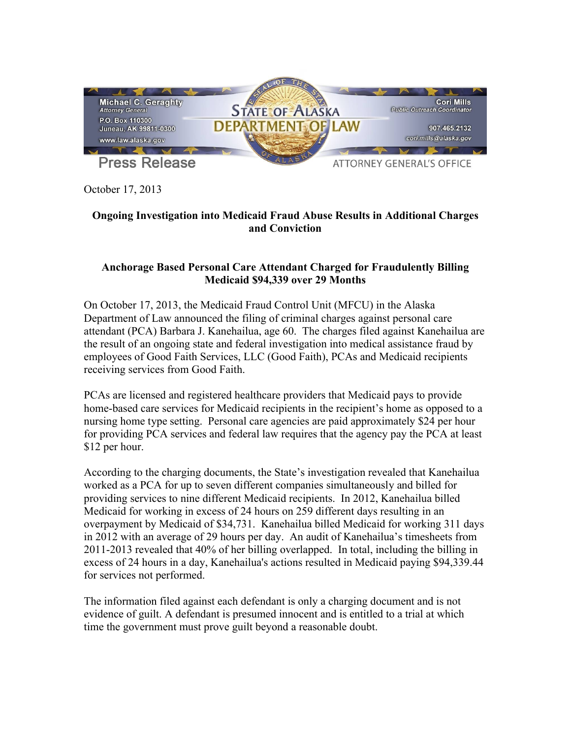Michael C. Geraghty
*Attorney General*
P.O. Box 110300
Juneau, AK 99811-0300
www.law.alaska.gov

**STATE OF ALASKA DEPARTMENT OF LAW**

Cori Mills
*Public Outreach Coordinator*
907.465.2132
cori.mills@alaska.gov

Press Release — ATTORNEY GENERAL'S OFFICE

October 17, 2013

## Ongoing Investigation into Medicaid Fraud Abuse Results in Additional Charges and Conviction

### Anchorage Based Personal Care Attendant Charged for Fraudulently Billing Medicaid $94,339 over 29 Months

On October 17, 2013, the Medicaid Fraud Control Unit (MFCU) in the Alaska Department of Law announced the filing of criminal charges against personal care attendant (PCA) Barbara J. Kanehailua, age 60. The charges filed against Kanehailua are the result of an ongoing state and federal investigation into medical assistance fraud by employees of Good Faith Services, LLC (Good Faith), PCAs and Medicaid recipients receiving services from Good Faith.

PCAs are licensed and registered healthcare providers that Medicaid pays to provide home-based care services for Medicaid recipients in the recipient's home as opposed to a nursing home type setting. Personal care agencies are paid approximately $24 per hour for providing PCA services and federal law requires that the agency pay the PCA at least $12 per hour.

According to the charging documents, the State's investigation revealed that Kanehailua worked as a PCA for up to seven different companies simultaneously and billed for providing services to nine different Medicaid recipients. In 2012, Kanehailua billed Medicaid for working in excess of 24 hours on 259 different days resulting in an overpayment by Medicaid of $34,731. Kanehailua billed Medicaid for working 311 days in 2012 with an average of 29 hours per day. An audit of Kanehailua's timesheets from 2011-2013 revealed that 40% of her billing overlapped. In total, including the billing in excess of 24 hours in a day, Kanehailua's actions resulted in Medicaid paying $94,339.44 for services not performed.

The information filed against each defendant is only a charging document and is not evidence of guilt. A defendant is presumed innocent and is entitled to a trial at which time the government must prove guilt beyond a reasonable doubt.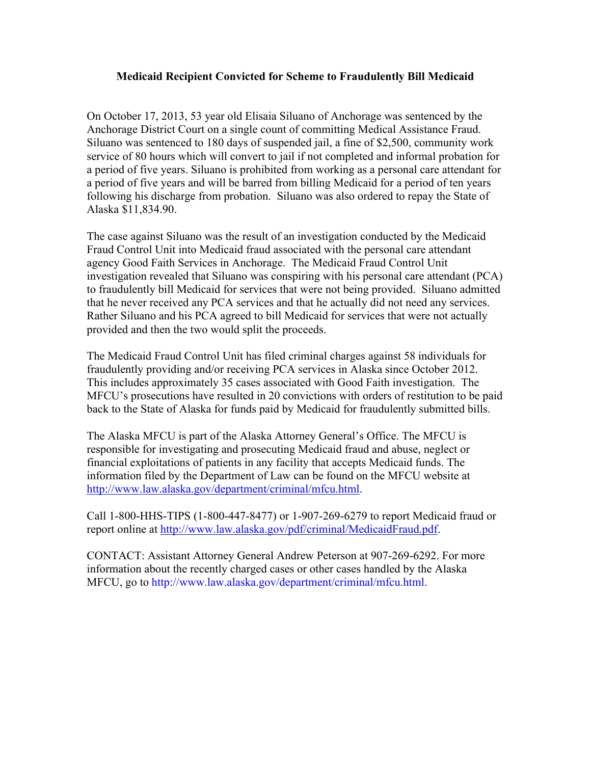**Medicaid Recipient Convicted for Scheme to Fraudulently Bill Medicaid**

On October 17, 2013, 53 year old Elisaia Siluano of Anchorage was sentenced by the Anchorage District Court on a single count of committing Medical Assistance Fraud. Siluano was sentenced to 180 days of suspended jail, a fine of $2,500, community work service of 80 hours which will convert to jail if not completed and informal probation for a period of five years. Siluano is prohibited from working as a personal care attendant for a period of five years and will be barred from billing Medicaid for a period of ten years following his discharge from probation. Siluano was also ordered to repay the State of Alaska $11,834.90.

The case against Siluano was the result of an investigation conducted by the Medicaid Fraud Control Unit into Medicaid fraud associated with the personal care attendant agency Good Faith Services in Anchorage. The Medicaid Fraud Control Unit investigation revealed that Siluano was conspiring with his personal care attendant (PCA) to fraudulently bill Medicaid for services that were not being provided. Siluano admitted that he never received any PCA services and that he actually did not need any services. Rather Siluano and his PCA agreed to bill Medicaid for services that were not actually provided and then the two would split the proceeds.

The Medicaid Fraud Control Unit has filed criminal charges against 58 individuals for fraudulently providing and/or receiving PCA services in Alaska since October 2012. This includes approximately 35 cases associated with Good Faith investigation. The MFCU's prosecutions have resulted in 20 convictions with orders of restitution to be paid back to the State of Alaska for funds paid by Medicaid for fraudulently submitted bills.

The Alaska MFCU is part of the Alaska Attorney General's Office. The MFCU is responsible for investigating and prosecuting Medicaid fraud and abuse, neglect or financial exploitations of patients in any facility that accepts Medicaid funds. The information filed by the Department of Law can be found on the MFCU website at http://www.law.alaska.gov/department/criminal/mfcu.html.

Call 1-800-HHS-TIPS (1-800-447-8477) or 1-907-269-6279 to report Medicaid fraud or report online at http://www.law.alaska.gov/pdf/criminal/MedicaidFraud.pdf.

CONTACT: Assistant Attorney General Andrew Peterson at 907-269-6292. For more information about the recently charged cases or other cases handled by the Alaska MFCU, go to http://www.law.alaska.gov/department/criminal/mfcu.html.